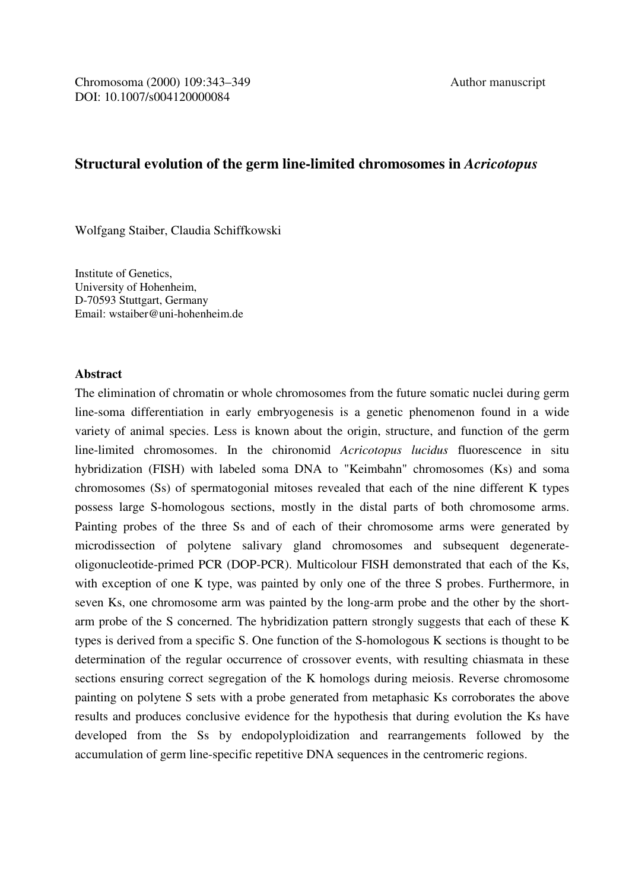Chromosoma (2000) 109:343–349
DOI: 10.1007/s004120000084

Author manuscript

# Structural evolution of the germ line-limited chromosomes in *Acricotopus*

Wolfgang Staiber, Claudia Schiffkowski

Institute of Genetics,
University of Hohenheim,
D-70593 Stuttgart, Germany
Email: wstaiber@uni-hohenheim.de

## Abstract

The elimination of chromatin or whole chromosomes from the future somatic nuclei during germ line-soma differentiation in early embryogenesis is a genetic phenomenon found in a wide variety of animal species. Less is known about the origin, structure, and function of the germ line-limited chromosomes. In the chironomid *Acricotopus lucidus* fluorescence in situ hybridization (FISH) with labeled soma DNA to "Keimbahn" chromosomes (Ks) and soma chromosomes (Ss) of spermatogonial mitoses revealed that each of the nine different K types possess large S-homologous sections, mostly in the distal parts of both chromosome arms. Painting probes of the three Ss and of each of their chromosome arms were generated by microdissection of polytene salivary gland chromosomes and subsequent degenerate-oligonucleotide-primed PCR (DOP-PCR). Multicolour FISH demonstrated that each of the Ks, with exception of one K type, was painted by only one of the three S probes. Furthermore, in seven Ks, one chromosome arm was painted by the long-arm probe and the other by the short-arm probe of the S concerned. The hybridization pattern strongly suggests that each of these K types is derived from a specific S. One function of the S-homologous K sections is thought to be determination of the regular occurrence of crossover events, with resulting chiasmata in these sections ensuring correct segregation of the K homologs during meiosis. Reverse chromosome painting on polytene S sets with a probe generated from metaphasic Ks corroborates the above results and produces conclusive evidence for the hypothesis that during evolution the Ks have developed from the Ss by endopolyploidization and rearrangements followed by the accumulation of germ line-specific repetitive DNA sequences in the centromeric regions.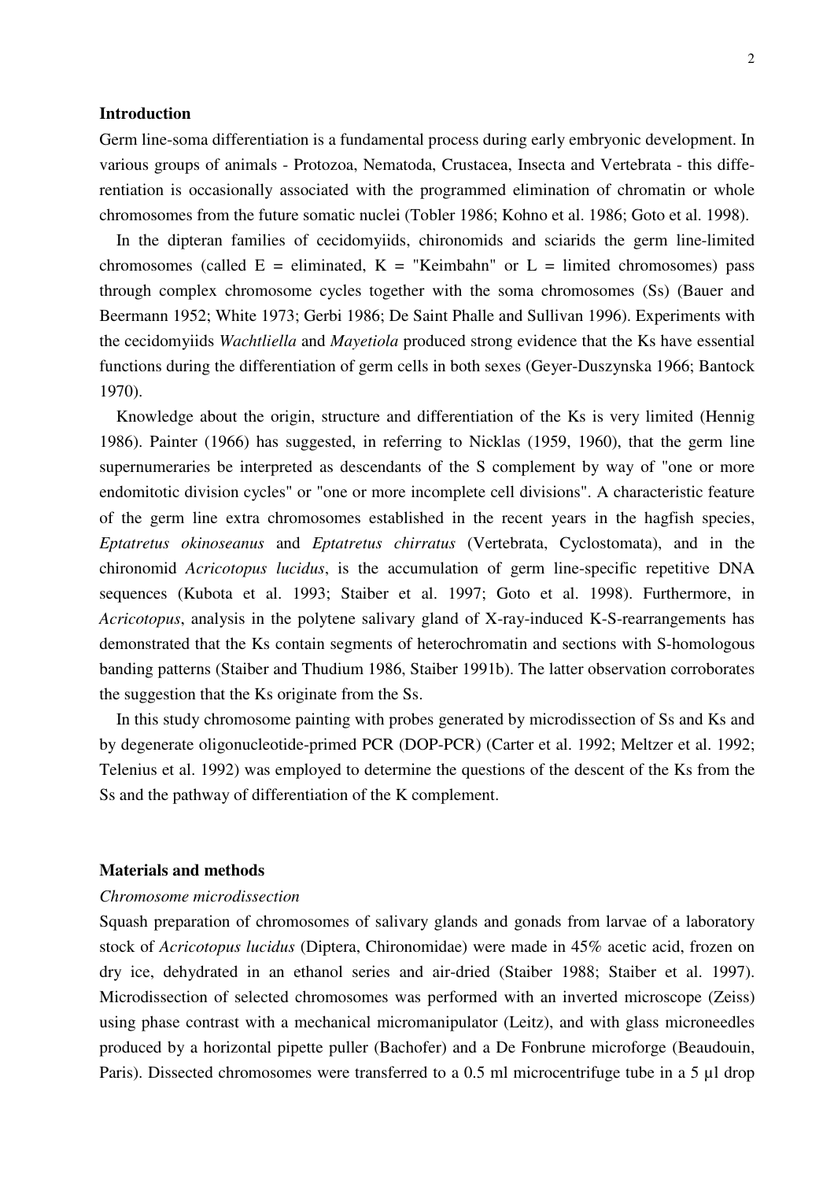## Introduction

Germ line-soma differentiation is a fundamental process during early embryonic development. In various groups of animals - Protozoa, Nematoda, Crustacea, Insecta and Vertebrata - this differentiation is occasionally associated with the programmed elimination of chromatin or whole chromosomes from the future somatic nuclei (Tobler 1986; Kohno et al. 1986; Goto et al. 1998).

In the dipteran families of cecidomyiids, chironomids and sciarids the germ line-limited chromosomes (called E = eliminated, K = "Keimbahn" or L = limited chromosomes) pass through complex chromosome cycles together with the soma chromosomes (Ss) (Bauer and Beermann 1952; White 1973; Gerbi 1986; De Saint Phalle and Sullivan 1996). Experiments with the cecidomyiids *Wachtliella* and *Mayetiola* produced strong evidence that the Ks have essential functions during the differentiation of germ cells in both sexes (Geyer-Duszynska 1966; Bantock 1970).

Knowledge about the origin, structure and differentiation of the Ks is very limited (Hennig 1986). Painter (1966) has suggested, in referring to Nicklas (1959, 1960), that the germ line supernumeraries be interpreted as descendants of the S complement by way of "one or more endomitotic division cycles" or "one or more incomplete cell divisions". A characteristic feature of the germ line extra chromosomes established in the recent years in the hagfish species, *Eptatretus okinoseanus* and *Eptatretus chirratus* (Vertebrata, Cyclostomata), and in the chironomid *Acricotopus lucidus*, is the accumulation of germ line-specific repetitive DNA sequences (Kubota et al. 1993; Staiber et al. 1997; Goto et al. 1998). Furthermore, in *Acricotopus*, analysis in the polytene salivary gland of X-ray-induced K-S-rearrangements has demonstrated that the Ks contain segments of heterochromatin and sections with S-homologous banding patterns (Staiber and Thudium 1986, Staiber 1991b). The latter observation corroborates the suggestion that the Ks originate from the Ss.

In this study chromosome painting with probes generated by microdissection of Ss and Ks and by degenerate oligonucleotide-primed PCR (DOP-PCR) (Carter et al. 1992; Meltzer et al. 1992; Telenius et al. 1992) was employed to determine the questions of the descent of the Ks from the Ss and the pathway of differentiation of the K complement.

## Materials and methods

### *Chromosome microdissection*

Squash preparation of chromosomes of salivary glands and gonads from larvae of a laboratory stock of *Acricotopus lucidus* (Diptera, Chironomidae) were made in 45% acetic acid, frozen on dry ice, dehydrated in an ethanol series and air-dried (Staiber 1988; Staiber et al. 1997). Microdissection of selected chromosomes was performed with an inverted microscope (Zeiss) using phase contrast with a mechanical micromanipulator (Leitz), and with glass microneedles produced by a horizontal pipette puller (Bachofer) and a De Fonbrune microforge (Beaudouin, Paris). Dissected chromosomes were transferred to a 0.5 ml microcentrifuge tube in a 5 µl drop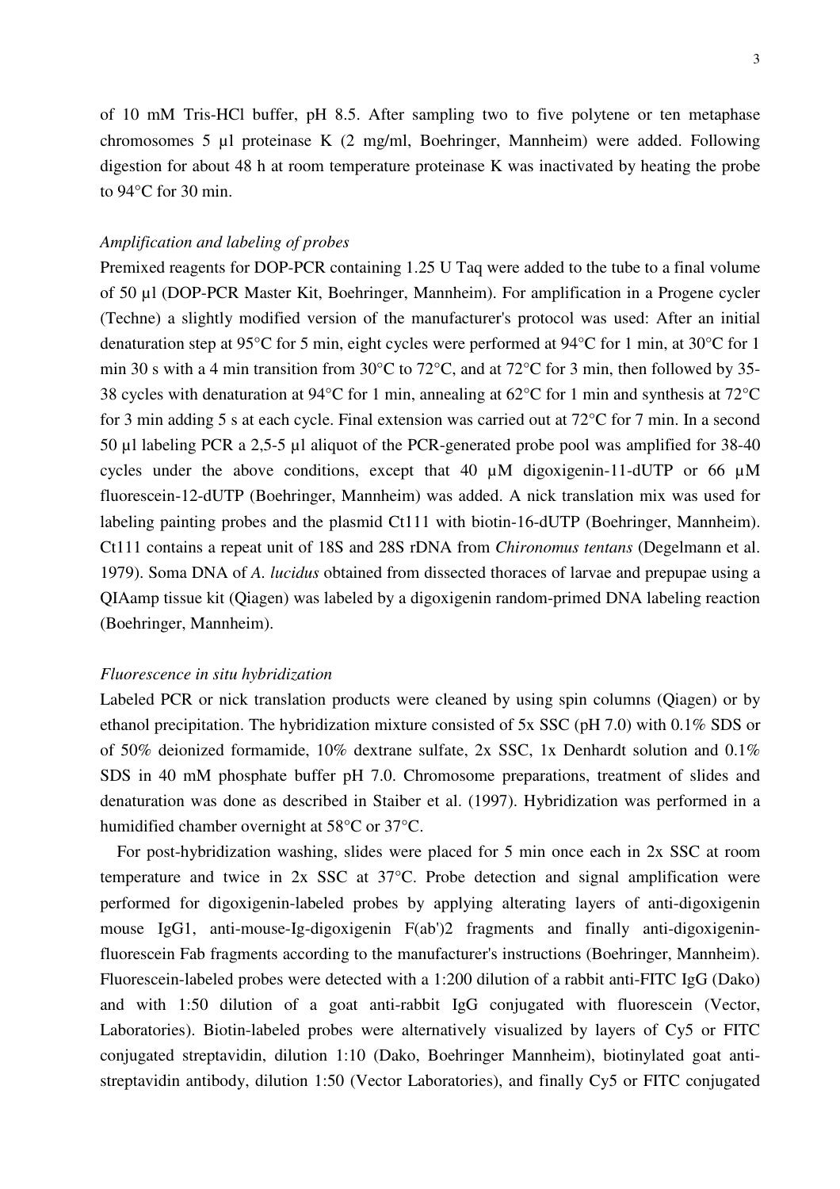of 10 mM Tris-HCl buffer, pH 8.5. After sampling two to five polytene or ten metaphase chromosomes 5 µl proteinase K (2 mg/ml, Boehringer, Mannheim) were added. Following digestion for about 48 h at room temperature proteinase K was inactivated by heating the probe to 94°C for 30 min.

*Amplification and labeling of probes*

Premixed reagents for DOP-PCR containing 1.25 U Taq were added to the tube to a final volume of 50 µl (DOP-PCR Master Kit, Boehringer, Mannheim). For amplification in a Progene cycler (Techne) a slightly modified version of the manufacturer's protocol was used: After an initial denaturation step at 95°C for 5 min, eight cycles were performed at 94°C for 1 min, at 30°C for 1 min 30 s with a 4 min transition from 30°C to 72°C, and at 72°C for 3 min, then followed by 35-38 cycles with denaturation at 94°C for 1 min, annealing at 62°C for 1 min and synthesis at 72°C for 3 min adding 5 s at each cycle. Final extension was carried out at 72°C for 7 min. In a second 50 µl labeling PCR a 2,5-5 µl aliquot of the PCR-generated probe pool was amplified for 38-40 cycles under the above conditions, except that 40 µM digoxigenin-11-dUTP or 66 µM fluorescein-12-dUTP (Boehringer, Mannheim) was added. A nick translation mix was used for labeling painting probes and the plasmid Ct111 with biotin-16-dUTP (Boehringer, Mannheim). Ct111 contains a repeat unit of 18S and 28S rDNA from *Chironomus tentans* (Degelmann et al. 1979). Soma DNA of *A. lucidus* obtained from dissected thoraces of larvae and prepupae using a QIAamp tissue kit (Qiagen) was labeled by a digoxigenin random-primed DNA labeling reaction (Boehringer, Mannheim).

*Fluorescence in situ hybridization*

Labeled PCR or nick translation products were cleaned by using spin columns (Qiagen) or by ethanol precipitation. The hybridization mixture consisted of 5x SSC (pH 7.0) with 0.1% SDS or of 50% deionized formamide, 10% dextrane sulfate, 2x SSC, 1x Denhardt solution and 0.1% SDS in 40 mM phosphate buffer pH 7.0. Chromosome preparations, treatment of slides and denaturation was done as described in Staiber et al. (1997). Hybridization was performed in a humidified chamber overnight at 58°C or 37°C.

For post-hybridization washing, slides were placed for 5 min once each in 2x SSC at room temperature and twice in 2x SSC at 37°C. Probe detection and signal amplification were performed for digoxigenin-labeled probes by applying alterating layers of anti-digoxigenin mouse IgG1, anti-mouse-Ig-digoxigenin F(ab')2 fragments and finally anti-digoxigenin-fluorescein Fab fragments according to the manufacturer's instructions (Boehringer, Mannheim). Fluorescein-labeled probes were detected with a 1:200 dilution of a rabbit anti-FITC IgG (Dako) and with 1:50 dilution of a goat anti-rabbit IgG conjugated with fluorescein (Vector, Laboratories). Biotin-labeled probes were alternatively visualized by layers of Cy5 or FITC conjugated streptavidin, dilution 1:10 (Dako, Boehringer Mannheim), biotinylated goat anti-streptavidin antibody, dilution 1:50 (Vector Laboratories), and finally Cy5 or FITC conjugated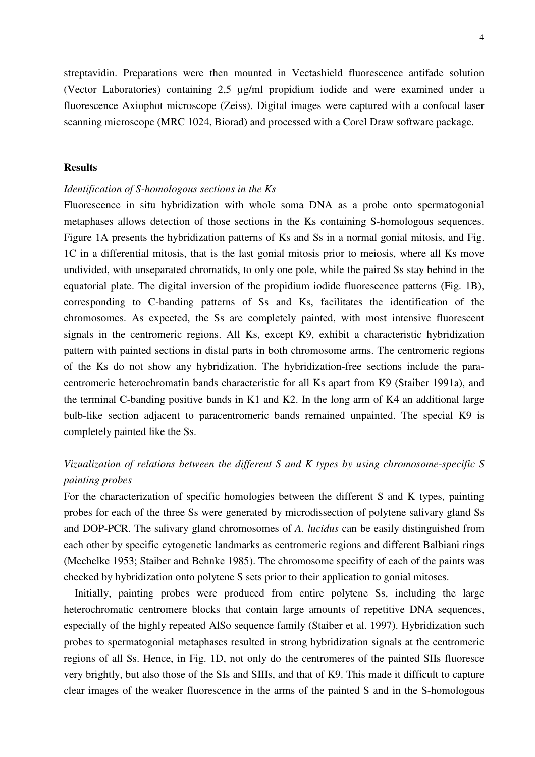streptavidin. Preparations were then mounted in Vectashield fluorescence antifade solution (Vector Laboratories) containing 2,5 µg/ml propidium iodide and were examined under a fluorescence Axiophot microscope (Zeiss). Digital images were captured with a confocal laser scanning microscope (MRC 1024, Biorad) and processed with a Corel Draw software package.

## Results

*Identification of S-homologous sections in the Ks*

Fluorescence in situ hybridization with whole soma DNA as a probe onto spermatogonial metaphases allows detection of those sections in the Ks containing S-homologous sequences. Figure 1A presents the hybridization patterns of Ks and Ss in a normal gonial mitosis, and Fig. 1C in a differential mitosis, that is the last gonial mitosis prior to meiosis, where all Ks move undivided, with unseparated chromatids, to only one pole, while the paired Ss stay behind in the equatorial plate. The digital inversion of the propidium iodide fluorescence patterns (Fig. 1B), corresponding to C-banding patterns of Ss and Ks, facilitates the identification of the chromosomes. As expected, the Ss are completely painted, with most intensive fluorescent signals in the centromeric regions. All Ks, except K9, exhibit a characteristic hybridization pattern with painted sections in distal parts in both chromosome arms. The centromeric regions of the Ks do not show any hybridization. The hybridization-free sections include the para-centromeric heterochromatin bands characteristic for all Ks apart from K9 (Staiber 1991a), and the terminal C-banding positive bands in K1 and K2. In the long arm of K4 an additional large bulb-like section adjacent to paracentromeric bands remained unpainted. The special K9 is completely painted like the Ss.

*Vizualization of relations between the different S and K types by using chromosome-specific S painting probes*

For the characterization of specific homologies between the different S and K types, painting probes for each of the three Ss were generated by microdissection of polytene salivary gland Ss and DOP-PCR. The salivary gland chromosomes of *A. lucidus* can be easily distinguished from each other by specific cytogenetic landmarks as centromeric regions and different Balbiani rings (Mechelke 1953; Staiber and Behnke 1985). The chromosome specifity of each of the paints was checked by hybridization onto polytene S sets prior to their application to gonial mitoses.

Initially, painting probes were produced from entire polytene Ss, including the large heterochromatic centromere blocks that contain large amounts of repetitive DNA sequences, especially of the highly repeated AlSo sequence family (Staiber et al. 1997). Hybridization such probes to spermatogonial metaphases resulted in strong hybridization signals at the centromeric regions of all Ss. Hence, in Fig. 1D, not only do the centromeres of the painted SIIs fluoresce very brightly, but also those of the SIs and SIIIs, and that of K9. This made it difficult to capture clear images of the weaker fluorescence in the arms of the painted S and in the S-homologous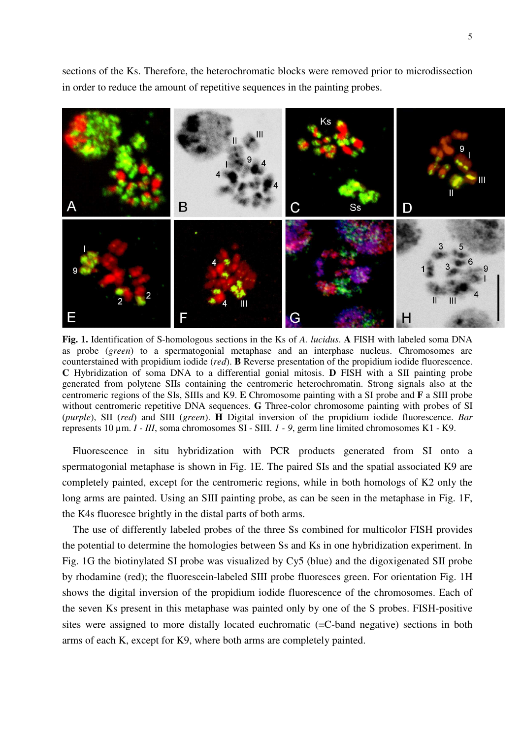sections of the Ks. Therefore, the heterochromatic blocks were removed prior to microdissection in order to reduce the amount of repetitive sequences in the painting probes.

**Fig. 1.** Identification of S-homologous sections in the Ks of *A. lucidus*. **A** FISH with labeled soma DNA as probe (*green*) to a spermatogonial metaphase and an interphase nucleus. Chromosomes are counterstained with propidium iodide (*red*). **B** Reverse presentation of the propidium iodide fluorescence. **C** Hybridization of soma DNA to a differential gonial mitosis. **D** FISH with a SII painting probe generated from polytene SIIs containing the centromeric heterochromatin. Strong signals also at the centromeric regions of the SIs, SIIIs and K9. **E** Chromosome painting with a SI probe and **F** a SIII probe without centromeric repetitive DNA sequences. **G** Three-color chromosome painting with probes of SI (*purple*), SII (*red*) and SIII (*green*). **H** Digital inversion of the propidium iodide fluorescence. *Bar* represents 10 µm. *I - III*, soma chromosomes SI - SIII. *1 - 9*, germ line limited chromosomes K1 - K9.

Fluorescence in situ hybridization with PCR products generated from SI onto a spermatogonial metaphase is shown in Fig. 1E. The paired SIs and the spatial associated K9 are completely painted, except for the centromeric regions, while in both homologs of K2 only the long arms are painted. Using an SIII painting probe, as can be seen in the metaphase in Fig. 1F, the K4s fluoresce brightly in the distal parts of both arms.

The use of differently labeled probes of the three Ss combined for multicolor FISH provides the potential to determine the homologies between Ss and Ks in one hybridization experiment. In Fig. 1G the biotinylated SI probe was visualized by Cy5 (blue) and the digoxigenated SII probe by rhodamine (red); the fluorescein-labeled SIII probe fluoresces green. For orientation Fig. 1H shows the digital inversion of the propidium iodide fluorescence of the chromosomes. Each of the seven Ks present in this metaphase was painted only by one of the S probes. FISH-positive sites were assigned to more distally located euchromatic (=C-band negative) sections in both arms of each K, except for K9, where both arms are completely painted.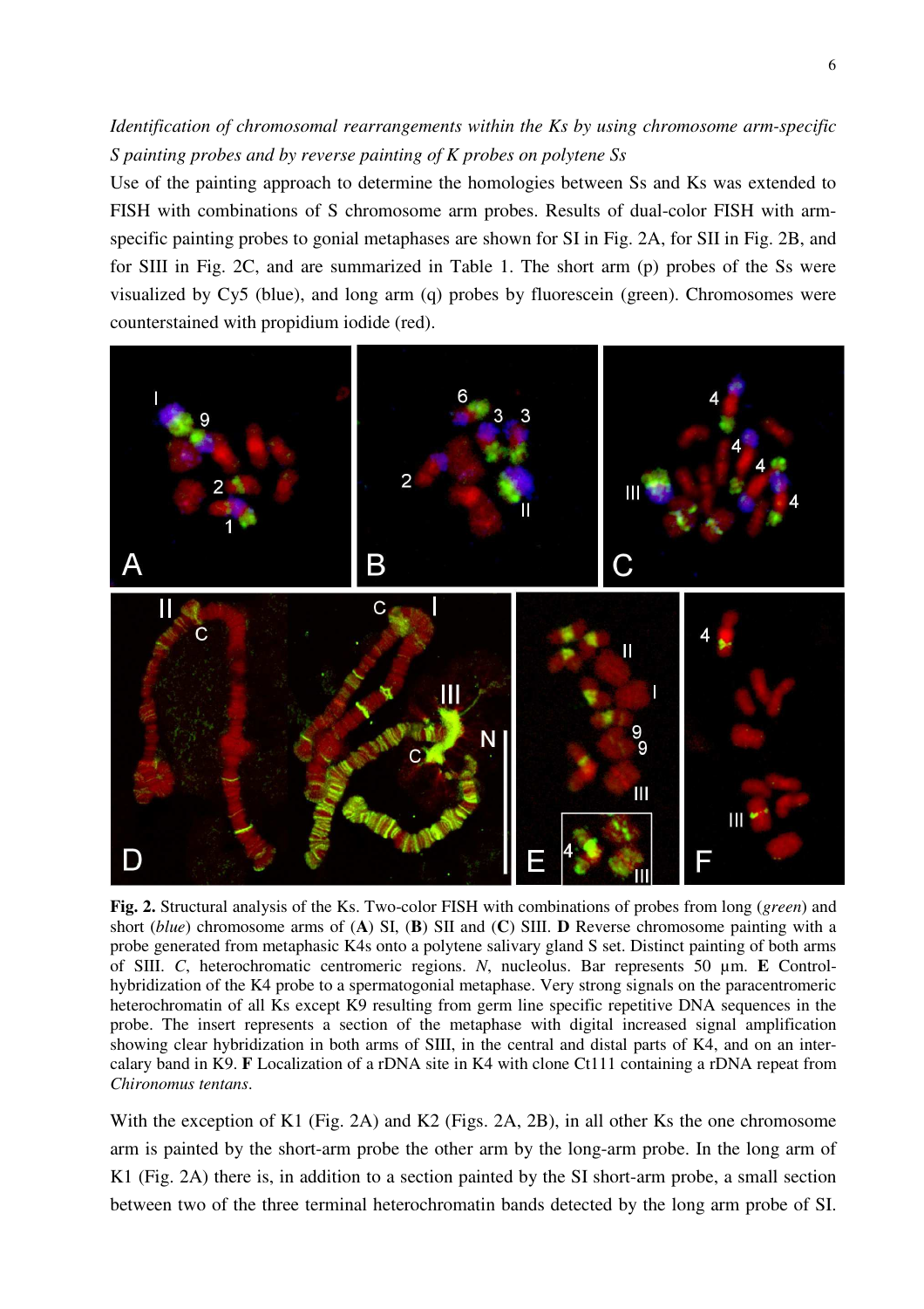*Identification of chromosomal rearrangements within the Ks by using chromosome arm-specific S painting probes and by reverse painting of K probes on polytene Ss*

Use of the painting approach to determine the homologies between Ss and Ks was extended to FISH with combinations of S chromosome arm probes. Results of dual-color FISH with arm-specific painting probes to gonial metaphases are shown for SI in Fig. 2A, for SII in Fig. 2B, and for SIII in Fig. 2C, and are summarized in Table 1. The short arm (p) probes of the Ss were visualized by Cy5 (blue), and long arm (q) probes by fluorescein (green). Chromosomes were counterstained with propidium iodide (red).

**Fig. 2.** Structural analysis of the Ks. Two-color FISH with combinations of probes from long (*green*) and short (*blue*) chromosome arms of (**A**) SI, (**B**) SII and (**C**) SIII. **D** Reverse chromosome painting with a probe generated from metaphasic K4s onto a polytene salivary gland S set. Distinct painting of both arms of SIII. *C*, heterochromatic centromeric regions. *N*, nucleolus. Bar represents 50 µm. **E** Control-hybridization of the K4 probe to a spermatogonial metaphase. Very strong signals on the paracentromeric heterochromatin of all Ks except K9 resulting from germ line specific repetitive DNA sequences in the probe. The insert represents a section of the metaphase with digital increased signal amplification showing clear hybridization in both arms of SIII, in the central and distal parts of K4, and on an intercalary band in K9. **F** Localization of a rDNA site in K4 with clone Ct111 containing a rDNA repeat from *Chironomus tentans*.

With the exception of K1 (Fig. 2A) and K2 (Figs. 2A, 2B), in all other Ks the one chromosome arm is painted by the short-arm probe the other arm by the long-arm probe. In the long arm of K1 (Fig. 2A) there is, in addition to a section painted by the SI short-arm probe, a small section between two of the three terminal heterochromatin bands detected by the long arm probe of SI.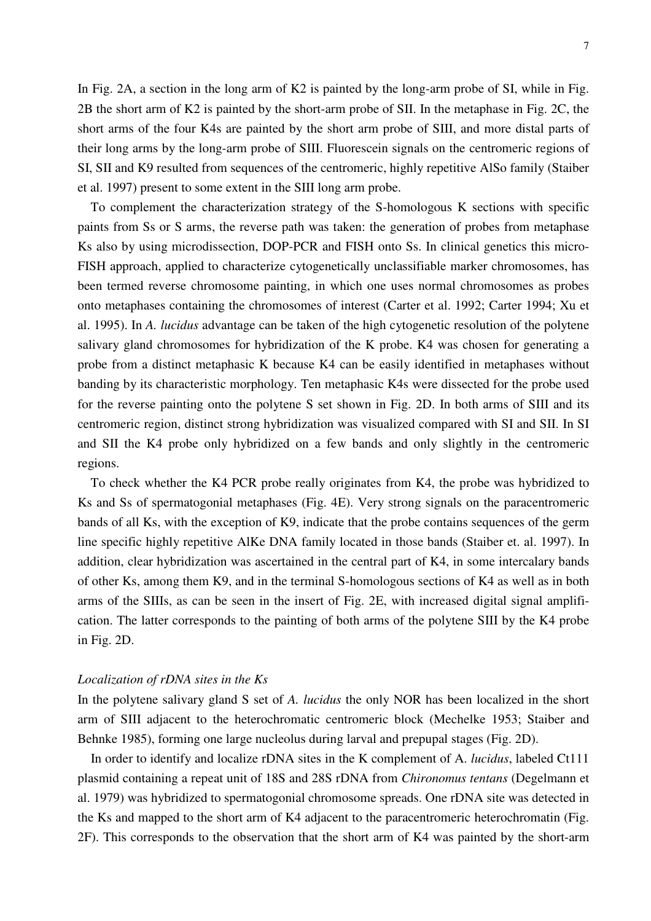In Fig. 2A, a section in the long arm of K2 is painted by the long-arm probe of SI, while in Fig. 2B the short arm of K2 is painted by the short-arm probe of SII. In the metaphase in Fig. 2C, the short arms of the four K4s are painted by the short arm probe of SIII, and more distal parts of their long arms by the long-arm probe of SIII. Fluorescein signals on the centromeric regions of SI, SII and K9 resulted from sequences of the centromeric, highly repetitive AlSo family (Staiber et al. 1997) present to some extent in the SIII long arm probe.

To complement the characterization strategy of the S-homologous K sections with specific paints from Ss or S arms, the reverse path was taken: the generation of probes from metaphase Ks also by using microdissection, DOP-PCR and FISH onto Ss. In clinical genetics this micro-FISH approach, applied to characterize cytogenetically unclassifiable marker chromosomes, has been termed reverse chromosome painting, in which one uses normal chromosomes as probes onto metaphases containing the chromosomes of interest (Carter et al. 1992; Carter 1994; Xu et al. 1995). In *A. lucidus* advantage can be taken of the high cytogenetic resolution of the polytene salivary gland chromosomes for hybridization of the K probe. K4 was chosen for generating a probe from a distinct metaphasic K because K4 can be easily identified in metaphases without banding by its characteristic morphology. Ten metaphasic K4s were dissected for the probe used for the reverse painting onto the polytene S set shown in Fig. 2D. In both arms of SIII and its centromeric region, distinct strong hybridization was visualized compared with SI and SII. In SI and SII the K4 probe only hybridized on a few bands and only slightly in the centromeric regions.

To check whether the K4 PCR probe really originates from K4, the probe was hybridized to Ks and Ss of spermatogonial metaphases (Fig. 4E). Very strong signals on the paracentromeric bands of all Ks, with the exception of K9, indicate that the probe contains sequences of the germ line specific highly repetitive AlKe DNA family located in those bands (Staiber et. al. 1997). In addition, clear hybridization was ascertained in the central part of K4, in some intercalary bands of other Ks, among them K9, and in the terminal S-homologous sections of K4 as well as in both arms of the SIIIs, as can be seen in the insert of Fig. 2E, with increased digital signal amplification. The latter corresponds to the painting of both arms of the polytene SIII by the K4 probe in Fig. 2D.

### *Localization of rDNA sites in the Ks*

In the polytene salivary gland S set of *A. lucidus* the only NOR has been localized in the short arm of SIII adjacent to the heterochromatic centromeric block (Mechelke 1953; Staiber and Behnke 1985), forming one large nucleolus during larval and prepupal stages (Fig. 2D).

In order to identify and localize rDNA sites in the K complement of A. *lucidus*, labeled Ct111 plasmid containing a repeat unit of 18S and 28S rDNA from *Chironomus tentans* (Degelmann et al. 1979) was hybridized to spermatogonial chromosome spreads. One rDNA site was detected in the Ks and mapped to the short arm of K4 adjacent to the paracentromeric heterochromatin (Fig. 2F). This corresponds to the observation that the short arm of K4 was painted by the short-arm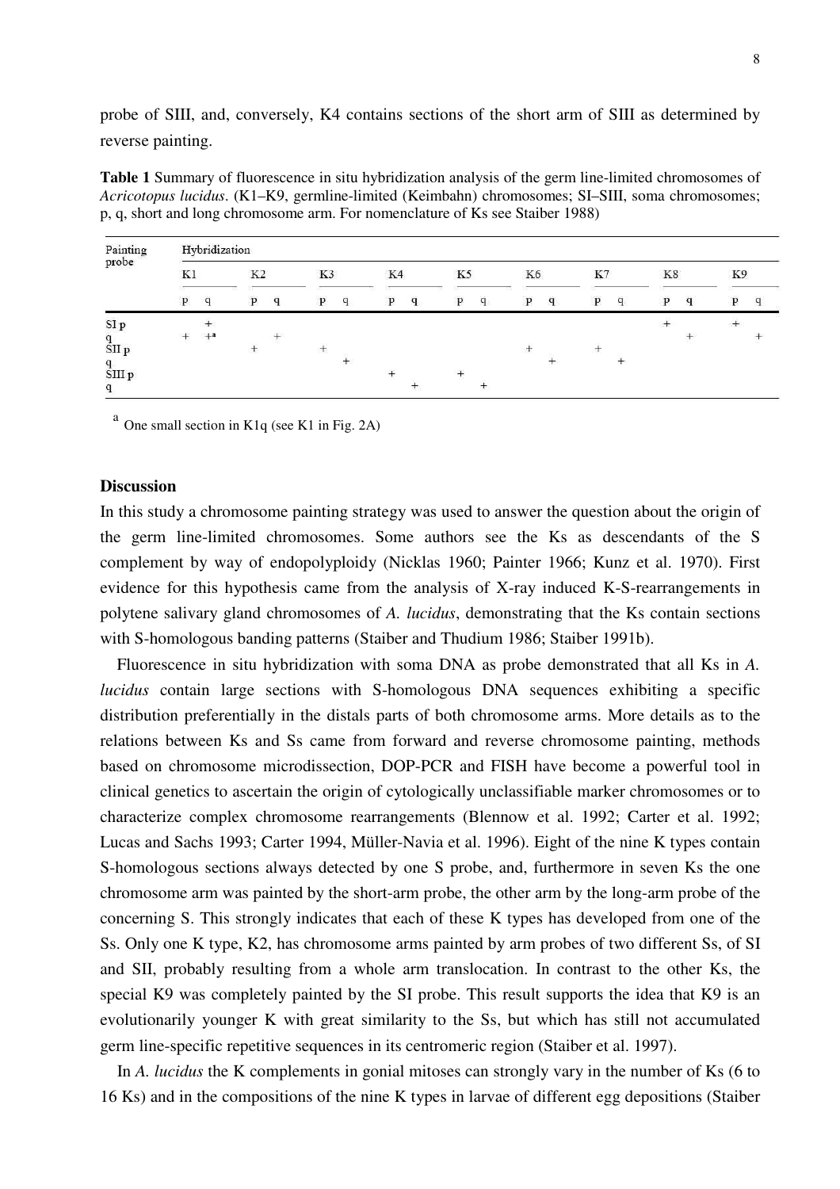probe of SIII, and, conversely, K4 contains sections of the short arm of SIII as determined by reverse painting.

**Table 1** Summary of fluorescence in situ hybridization analysis of the germ line-limited chromosomes of *Acricotopus lucidus*. (K1–K9, germline-limited (Keimbahn) chromosomes; SI–SIII, soma chromosomes; p, q, short and long chromosome arm. For nomenclature of Ks see Staiber 1988)

| Painting probe | Hybridization | | | | | | | | | | | | | | | | | |
|---|---|---|---|---|---|---|---|---|---|---|---|---|---|---|---|---|---|---|
| | K1 | | K2 | | K3 | | K4 | | K5 | | K6 | | K7 | | K8 | | K9 | |
| | p | q | p | q | p | q | p | q | p | q | p | q | p | q | p | q | p | q |
| SI p | | + | | | | | | | | | | | | | + | | + | |
| q | + | +[a] | | + | | | | | | | | | | | | + | | + |
| SII p | | | + | | + | | | | | | + | | + | | | | | |
| q | | | | | | + | | | | | | + | | + | | | | |
| SIII p | | | | | | | + | | + | | | | | | | | | |
| q | | | | | | | | + | | + | | | | | | | | |

[a] One small section in K1q (see K1 in Fig. 2A)

## Discussion

In this study a chromosome painting strategy was used to answer the question about the origin of the germ line-limited chromosomes. Some authors see the Ks as descendants of the S complement by way of endopolyploidy (Nicklas 1960; Painter 1966; Kunz et al. 1970). First evidence for this hypothesis came from the analysis of X-ray induced K-S-rearrangements in polytene salivary gland chromosomes of *A. lucidus*, demonstrating that the Ks contain sections with S-homologous banding patterns (Staiber and Thudium 1986; Staiber 1991b).

Fluorescence in situ hybridization with soma DNA as probe demonstrated that all Ks in *A. lucidus* contain large sections with S-homologous DNA sequences exhibiting a specific distribution preferentially in the distals parts of both chromosome arms. More details as to the relations between Ks and Ss came from forward and reverse chromosome painting, methods based on chromosome microdissection, DOP-PCR and FISH have become a powerful tool in clinical genetics to ascertain the origin of cytologically unclassifiable marker chromosomes or to characterize complex chromosome rearrangements (Blennow et al. 1992; Carter et al. 1992; Lucas and Sachs 1993; Carter 1994, Müller-Navia et al. 1996). Eight of the nine K types contain S-homologous sections always detected by one S probe, and, furthermore in seven Ks the one chromosome arm was painted by the short-arm probe, the other arm by the long-arm probe of the concerning S. This strongly indicates that each of these K types has developed from one of the Ss. Only one K type, K2, has chromosome arms painted by arm probes of two different Ss, of SI and SII, probably resulting from a whole arm translocation. In contrast to the other Ks, the special K9 was completely painted by the SI probe. This result supports the idea that K9 is an evolutionarily younger K with great similarity to the Ss, but which has still not accumulated germ line-specific repetitive sequences in its centromeric region (Staiber et al. 1997).

In *A. lucidus* the K complements in gonial mitoses can strongly vary in the number of Ks (6 to 16 Ks) and in the compositions of the nine K types in larvae of different egg depositions (Staiber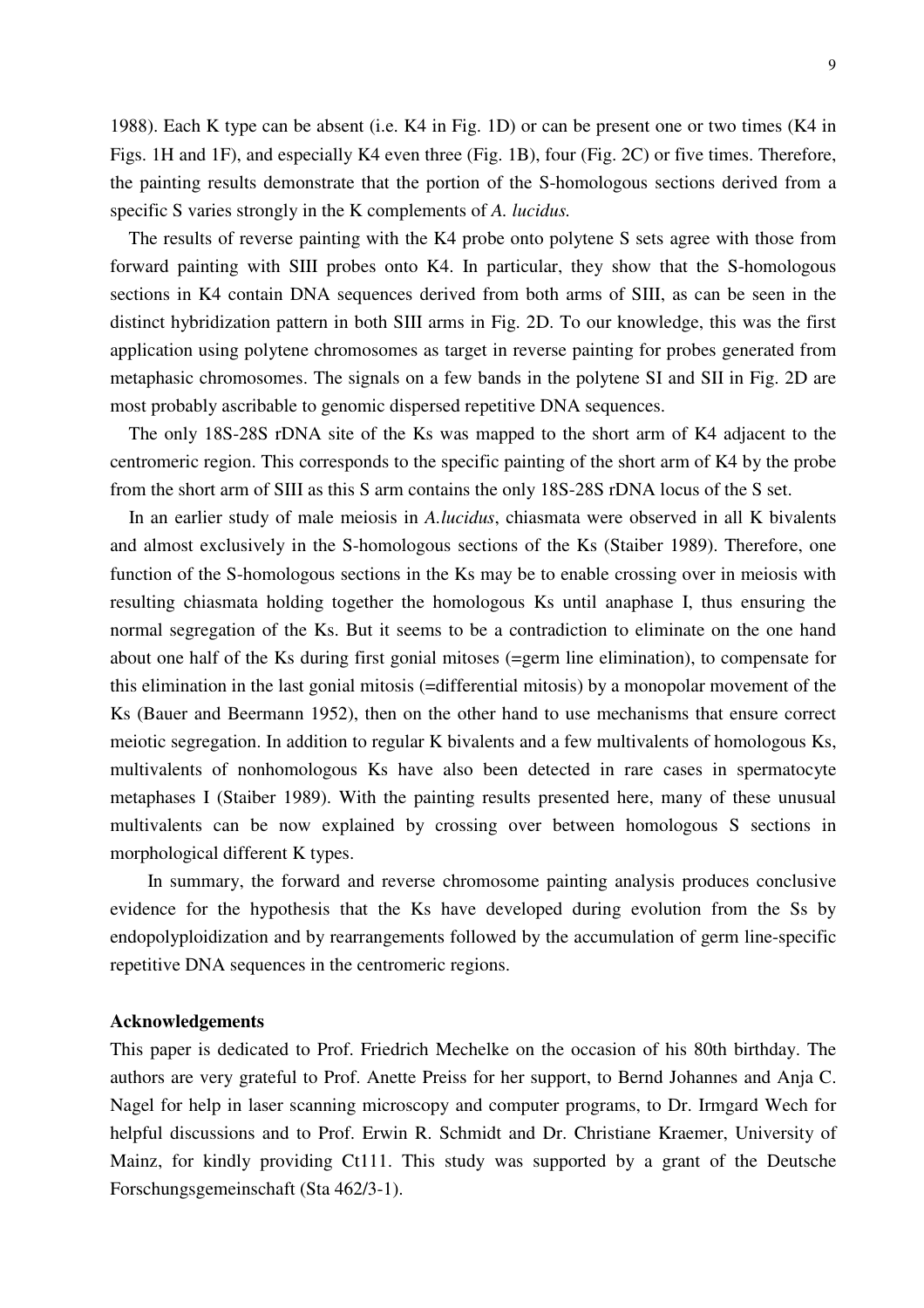1988). Each K type can be absent (i.e. K4 in Fig. 1D) or can be present one or two times (K4 in Figs. 1H and 1F), and especially K4 even three (Fig. 1B), four (Fig. 2C) or five times. Therefore, the painting results demonstrate that the portion of the S-homologous sections derived from a specific S varies strongly in the K complements of *A. lucidus.*

The results of reverse painting with the K4 probe onto polytene S sets agree with those from forward painting with SIII probes onto K4. In particular, they show that the S-homologous sections in K4 contain DNA sequences derived from both arms of SIII, as can be seen in the distinct hybridization pattern in both SIII arms in Fig. 2D. To our knowledge, this was the first application using polytene chromosomes as target in reverse painting for probes generated from metaphasic chromosomes. The signals on a few bands in the polytene SI and SII in Fig. 2D are most probably ascribable to genomic dispersed repetitive DNA sequences.

The only 18S-28S rDNA site of the Ks was mapped to the short arm of K4 adjacent to the centromeric region. This corresponds to the specific painting of the short arm of K4 by the probe from the short arm of SIII as this S arm contains the only 18S-28S rDNA locus of the S set.

In an earlier study of male meiosis in *A.lucidus*, chiasmata were observed in all K bivalents and almost exclusively in the S-homologous sections of the Ks (Staiber 1989). Therefore, one function of the S-homologous sections in the Ks may be to enable crossing over in meiosis with resulting chiasmata holding together the homologous Ks until anaphase I, thus ensuring the normal segregation of the Ks. But it seems to be a contradiction to eliminate on the one hand about one half of the Ks during first gonial mitoses (=germ line elimination), to compensate for this elimination in the last gonial mitosis (=differential mitosis) by a monopolar movement of the Ks (Bauer and Beermann 1952), then on the other hand to use mechanisms that ensure correct meiotic segregation. In addition to regular K bivalents and a few multivalents of homologous Ks, multivalents of nonhomologous Ks have also been detected in rare cases in spermatocyte metaphases I (Staiber 1989). With the painting results presented here, many of these unusual multivalents can be now explained by crossing over between homologous S sections in morphological different K types.

In summary, the forward and reverse chromosome painting analysis produces conclusive evidence for the hypothesis that the Ks have developed during evolution from the Ss by endopolyploidization and by rearrangements followed by the accumulation of germ line-specific repetitive DNA sequences in the centromeric regions.

**Acknowledgements**

This paper is dedicated to Prof. Friedrich Mechelke on the occasion of his 80th birthday. The authors are very grateful to Prof. Anette Preiss for her support, to Bernd Johannes and Anja C. Nagel for help in laser scanning microscopy and computer programs, to Dr. Irmgard Wech for helpful discussions and to Prof. Erwin R. Schmidt and Dr. Christiane Kraemer, University of Mainz, for kindly providing Ct111. This study was supported by a grant of the Deutsche Forschungsgemeinschaft (Sta 462/3-1).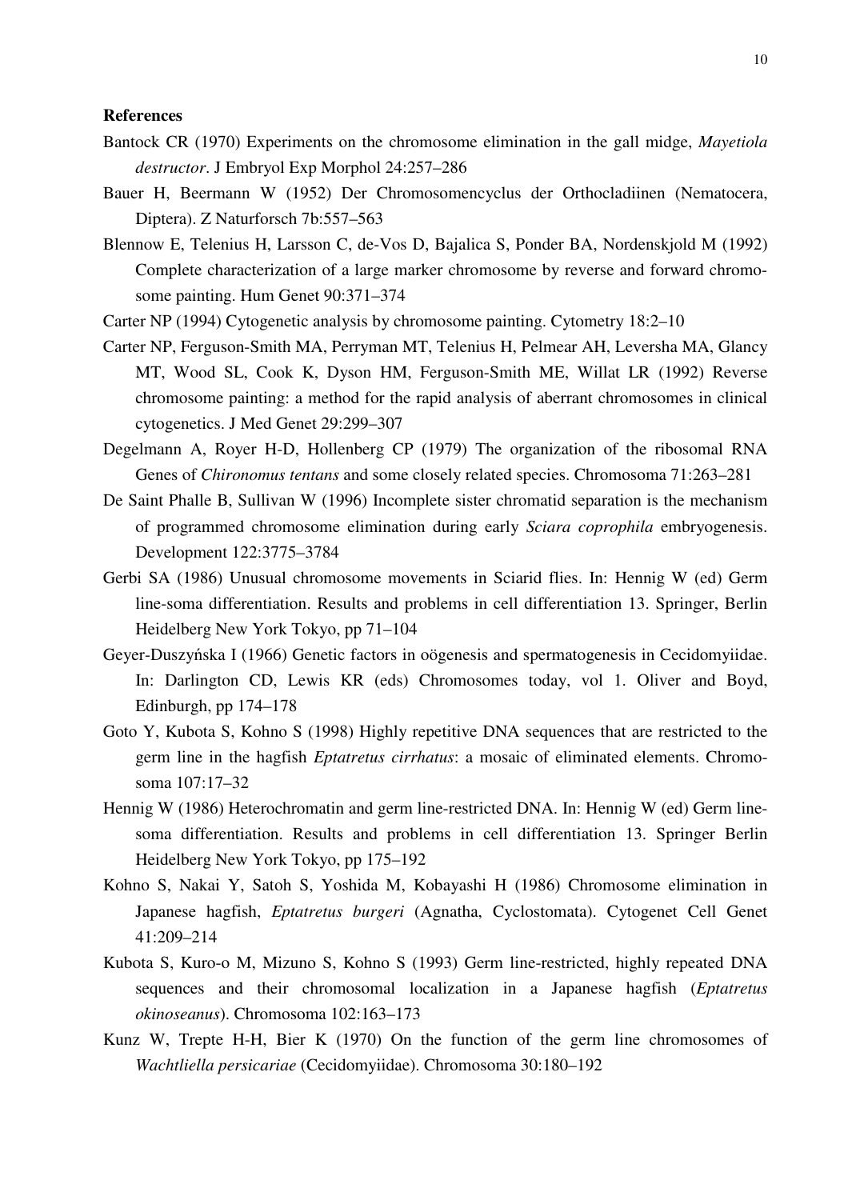**References**

Bantock CR (1970) Experiments on the chromosome elimination in the gall midge, *Mayetiola destructor*. J Embryol Exp Morphol 24:257–286

Bauer H, Beermann W (1952) Der Chromosomencyclus der Orthocladiinen (Nematocera, Diptera). Z Naturforsch 7b:557–563

Blennow E, Telenius H, Larsson C, de-Vos D, Bajalica S, Ponder BA, Nordenskjold M (1992) Complete characterization of a large marker chromosome by reverse and forward chromosome painting. Hum Genet 90:371–374

Carter NP (1994) Cytogenetic analysis by chromosome painting. Cytometry 18:2–10

Carter NP, Ferguson-Smith MA, Perryman MT, Telenius H, Pelmear AH, Leversha MA, Glancy MT, Wood SL, Cook K, Dyson HM, Ferguson-Smith ME, Willat LR (1992) Reverse chromosome painting: a method for the rapid analysis of aberrant chromosomes in clinical cytogenetics. J Med Genet 29:299–307

Degelmann A, Royer H-D, Hollenberg CP (1979) The organization of the ribosomal RNA Genes of *Chironomus tentans* and some closely related species. Chromosoma 71:263–281

De Saint Phalle B, Sullivan W (1996) Incomplete sister chromatid separation is the mechanism of programmed chromosome elimination during early *Sciara coprophila* embryogenesis. Development 122:3775–3784

Gerbi SA (1986) Unusual chromosome movements in Sciarid flies. In: Hennig W (ed) Germ line-soma differentiation. Results and problems in cell differentiation 13. Springer, Berlin Heidelberg New York Tokyo, pp 71–104

Geyer-Duszyńska I (1966) Genetic factors in oögenesis and spermatogenesis in Cecidomyiidae. In: Darlington CD, Lewis KR (eds) Chromosomes today, vol 1. Oliver and Boyd, Edinburgh, pp 174–178

Goto Y, Kubota S, Kohno S (1998) Highly repetitive DNA sequences that are restricted to the germ line in the hagfish *Eptatretus cirrhatus*: a mosaic of eliminated elements. Chromosoma 107:17–32

Hennig W (1986) Heterochromatin and germ line-restricted DNA. In: Hennig W (ed) Germ line-soma differentiation. Results and problems in cell differentiation 13. Springer Berlin Heidelberg New York Tokyo, pp 175–192

Kohno S, Nakai Y, Satoh S, Yoshida M, Kobayashi H (1986) Chromosome elimination in Japanese hagfish, *Eptatretus burgeri* (Agnatha, Cyclostomata). Cytogenet Cell Genet 41:209–214

Kubota S, Kuro-o M, Mizuno S, Kohno S (1993) Germ line-restricted, highly repeated DNA sequences and their chromosomal localization in a Japanese hagfish (*Eptatretus okinoseanus*). Chromosoma 102:163–173

Kunz W, Trepte H-H, Bier K (1970) On the function of the germ line chromosomes of *Wachtliella persicariae* (Cecidomyiidae). Chromosoma 30:180–192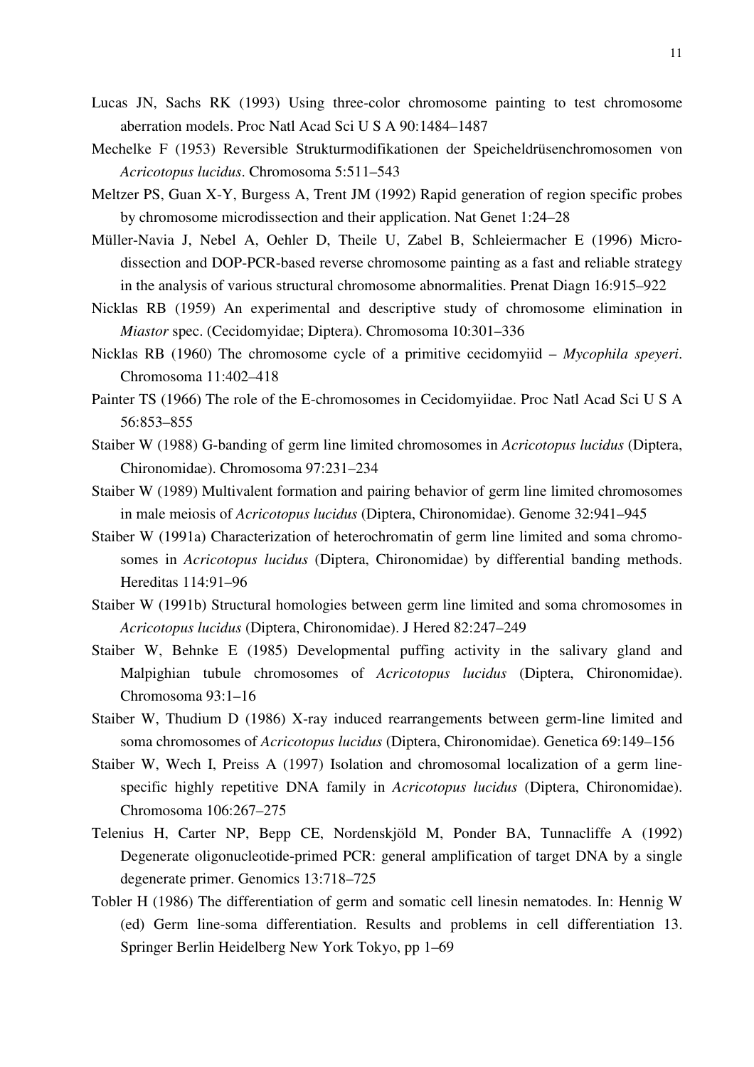Lucas JN, Sachs RK (1993) Using three-color chromosome painting to test chromosome aberration models. Proc Natl Acad Sci U S A 90:1484–1487

Mechelke F (1953) Reversible Strukturmodifikationen der Speicheldrüsenchromosomen von *Acricotopus lucidus*. Chromosoma 5:511–543

Meltzer PS, Guan X-Y, Burgess A, Trent JM (1992) Rapid generation of region specific probes by chromosome microdissection and their application. Nat Genet 1:24–28

Müller-Navia J, Nebel A, Oehler D, Theile U, Zabel B, Schleiermacher E (1996) Microdissection and DOP-PCR-based reverse chromosome painting as a fast and reliable strategy in the analysis of various structural chromosome abnormalities. Prenat Diagn 16:915–922

Nicklas RB (1959) An experimental and descriptive study of chromosome elimination in *Miastor* spec. (Cecidomyidae; Diptera). Chromosoma 10:301–336

Nicklas RB (1960) The chromosome cycle of a primitive cecidomyiid – *Mycophila speyeri*. Chromosoma 11:402–418

Painter TS (1966) The role of the E-chromosomes in Cecidomyiidae. Proc Natl Acad Sci U S A 56:853–855

Staiber W (1988) G-banding of germ line limited chromosomes in *Acricotopus lucidus* (Diptera, Chironomidae). Chromosoma 97:231–234

Staiber W (1989) Multivalent formation and pairing behavior of germ line limited chromosomes in male meiosis of *Acricotopus lucidus* (Diptera, Chironomidae). Genome 32:941–945

Staiber W (1991a) Characterization of heterochromatin of germ line limited and soma chromosomes in *Acricotopus lucidus* (Diptera, Chironomidae) by differential banding methods. Hereditas 114:91–96

Staiber W (1991b) Structural homologies between germ line limited and soma chromosomes in *Acricotopus lucidus* (Diptera, Chironomidae). J Hered 82:247–249

Staiber W, Behnke E (1985) Developmental puffing activity in the salivary gland and Malpighian tubule chromosomes of *Acricotopus lucidus* (Diptera, Chironomidae). Chromosoma 93:1–16

Staiber W, Thudium D (1986) X-ray induced rearrangements between germ-line limited and soma chromosomes of *Acricotopus lucidus* (Diptera, Chironomidae). Genetica 69:149–156

Staiber W, Wech I, Preiss A (1997) Isolation and chromosomal localization of a germ line-specific highly repetitive DNA family in *Acricotopus lucidus* (Diptera, Chironomidae). Chromosoma 106:267–275

Telenius H, Carter NP, Bepp CE, Nordenskjöld M, Ponder BA, Tunnacliffe A (1992) Degenerate oligonucleotide-primed PCR: general amplification of target DNA by a single degenerate primer. Genomics 13:718–725

Tobler H (1986) The differentiation of germ and somatic cell linesin nematodes. In: Hennig W (ed) Germ line-soma differentiation. Results and problems in cell differentiation 13. Springer Berlin Heidelberg New York Tokyo, pp 1–69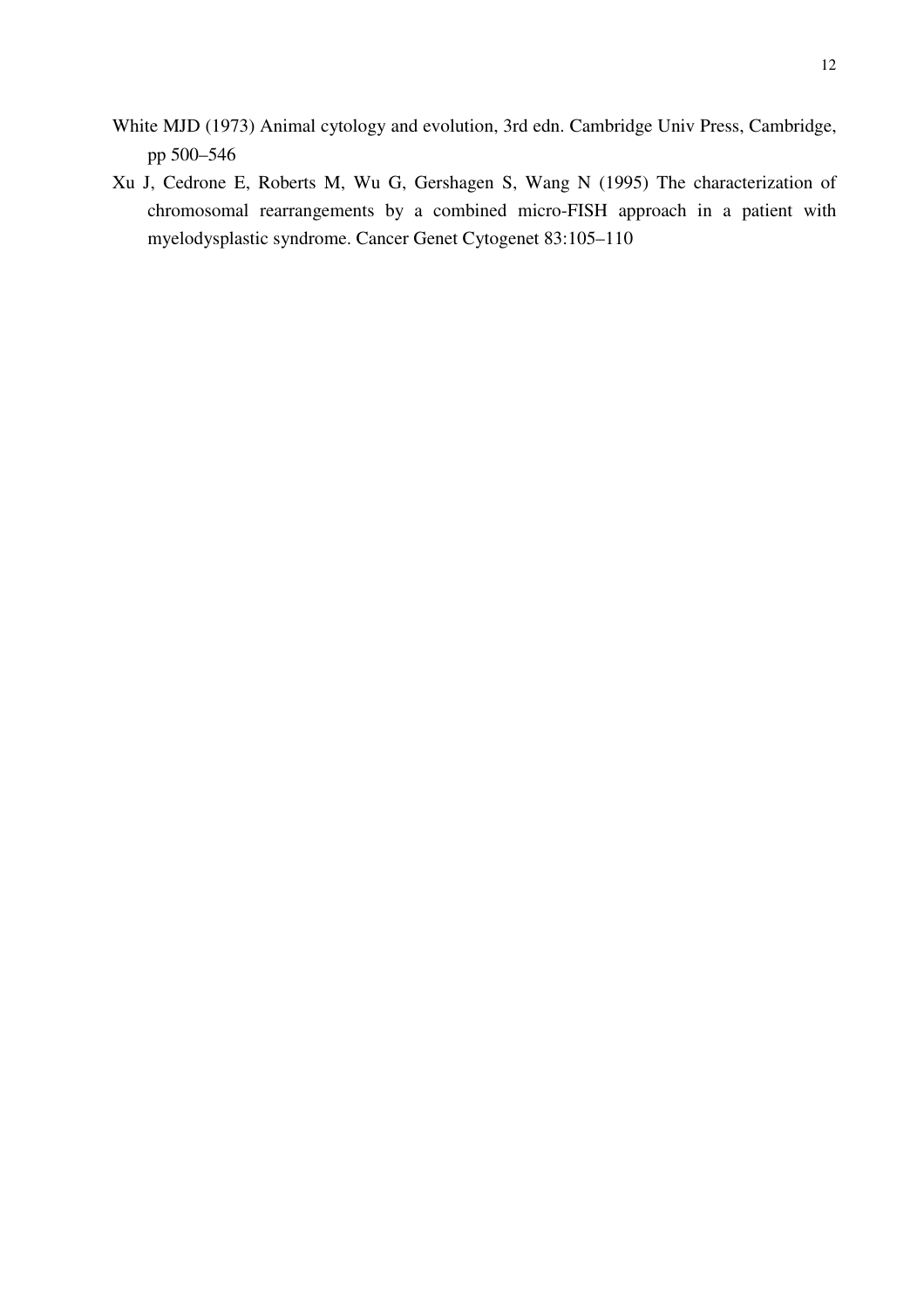White MJD (1973) Animal cytology and evolution, 3rd edn. Cambridge Univ Press, Cambridge, pp 500–546

Xu J, Cedrone E, Roberts M, Wu G, Gershagen S, Wang N (1995) The characterization of chromosomal rearrangements by a combined micro-FISH approach in a patient with myelodysplastic syndrome. Cancer Genet Cytogenet 83:105–110